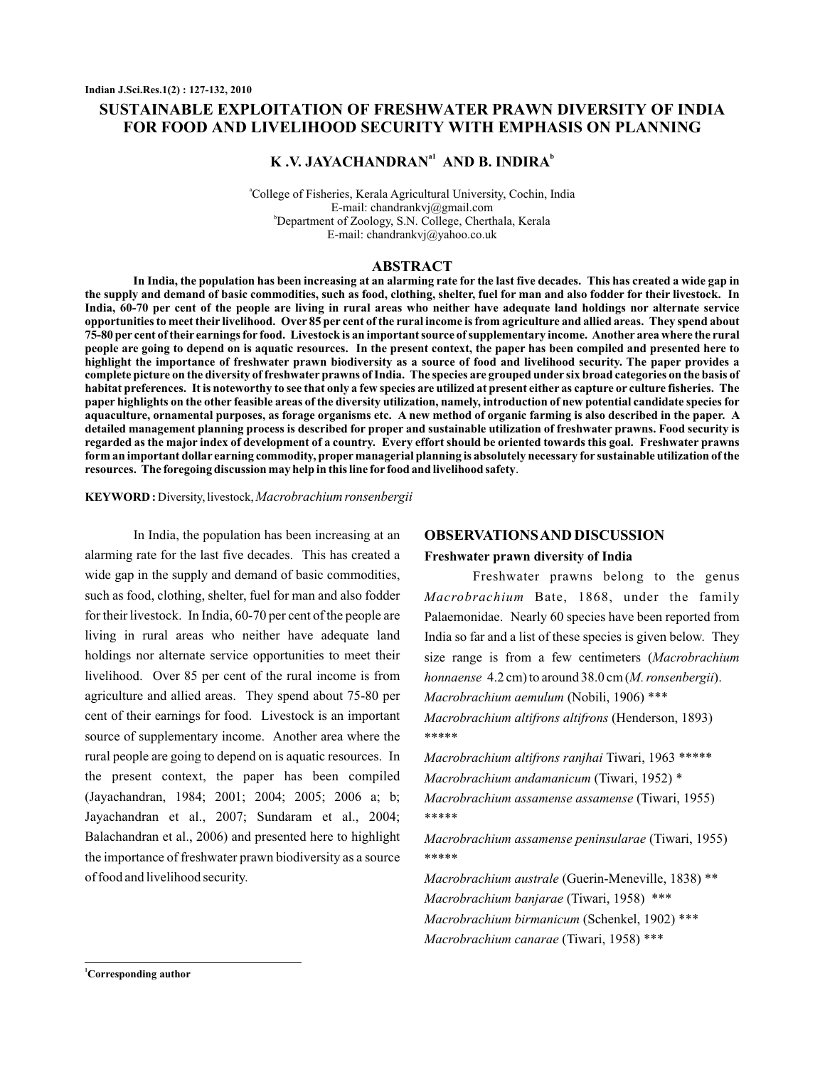# SUSTAINABLE EXPLOITATION OF FRESHWATER PRAWN DIVERSITY OF INDIA FOR FOOD AND LIVELIHOOD SECURITY WITH EMPHASIS ON PLANNING

**K .V. JAYACHANDRAN[a1] AND B. INDIRA[b]**

[a]College of Fisheries, Kerala Agricultural University, Cochin, India
E-mail: chandrankvj@gmail.com
[b]Department of Zoology, S.N. College, Cherthala, Kerala
E-mail: chandrankvj@yahoo.co.uk

## ABSTRACT

**In India, the population has been increasing at an alarming rate for the last five decades. This has created a wide gap in the supply and demand of basic commodities, such as food, clothing, shelter, fuel for man and also fodder for their livestock. In India, 60-70 per cent of the people are living in rural areas who neither have adequate land holdings nor alternate service opportunities to meet their livelihood. Over 85 per cent of the rural income is from agriculture and allied areas. They spend about 75-80 per cent of their earnings for food. Livestock is an important source of supplementary income. Another area where the rural people are going to depend on is aquatic resources. In the present context, the paper has been compiled and presented here to highlight the importance of freshwater prawn biodiversity as a source of food and livelihood security. The paper provides a complete picture on the diversity of freshwater prawns of India. The species are grouped under six broad categories on the basis of habitat preferences. It is noteworthy to see that only a few species are utilized at present either as capture or culture fisheries. The paper highlights on the other feasible areas of the diversity utilization, namely, introduction of new potential candidate species for aquaculture, ornamental purposes, as forage organisms etc. A new method of organic farming is also described in the paper. A detailed management planning process is described for proper and sustainable utilization of freshwater prawns. Food security is regarded as the major index of development of a country. Every effort should be oriented towards this goal. Freshwater prawns form an important dollar earning commodity, proper managerial planning is absolutely necessary for sustainable utilization of the resources. The foregoing discussion may help in this line for food and livelihood safety**.

**KEYWORD :** Diversity, livestock, *Macrobrachium ronsenbergii*

In India, the population has been increasing at an alarming rate for the last five decades. This has created a wide gap in the supply and demand of basic commodities, such as food, clothing, shelter, fuel for man and also fodder for their livestock. In India, 60-70 per cent of the people are living in rural areas who neither have adequate land holdings nor alternate service opportunities to meet their livelihood. Over 85 per cent of the rural income is from agriculture and allied areas. They spend about 75-80 per cent of their earnings for food. Livestock is an important source of supplementary income. Another area where the rural people are going to depend on is aquatic resources. In the present context, the paper has been compiled (Jayachandran, 1984; 2001; 2004; 2005; 2006 a; b; Jayachandran et al., 2007; Sundaram et al., 2004; Balachandran et al., 2006) and presented here to highlight the importance of freshwater prawn biodiversity as a source of food and livelihood security.

## OBSERVATIONS AND DISCUSSION

### Freshwater prawn diversity of India

Freshwater prawns belong to the genus *Macrobrachium* Bate, 1868, under the family Palaemonidae. Nearly 60 species have been reported from India so far and a list of these species is given below. They size range is from a few centimeters (*Macrobrachium honnaense* 4.2 cm) to around 38.0 cm (*M. ronsenbergii*).

*Macrobrachium aemulum* (Nobili, 1906) ***
*Macrobrachium altifrons altifrons* (Henderson, 1893) *****
*Macrobrachium altifrons ranjhai* Tiwari, 1963 *****
*Macrobrachium andamanicum* (Tiwari, 1952) *
*Macrobrachium assamense assamense* (Tiwari, 1955) *****
*Macrobrachium assamense peninsularae* (Tiwari, 1955) *****
*Macrobrachium australe* (Guerin-Meneville, 1838) **
*Macrobrachium banjarae* (Tiwari, 1958) ***
*Macrobrachium birmanicum* (Schenkel, 1902) ***
*Macrobrachium canarae* (Tiwari, 1958) ***

[1]**Corresponding author**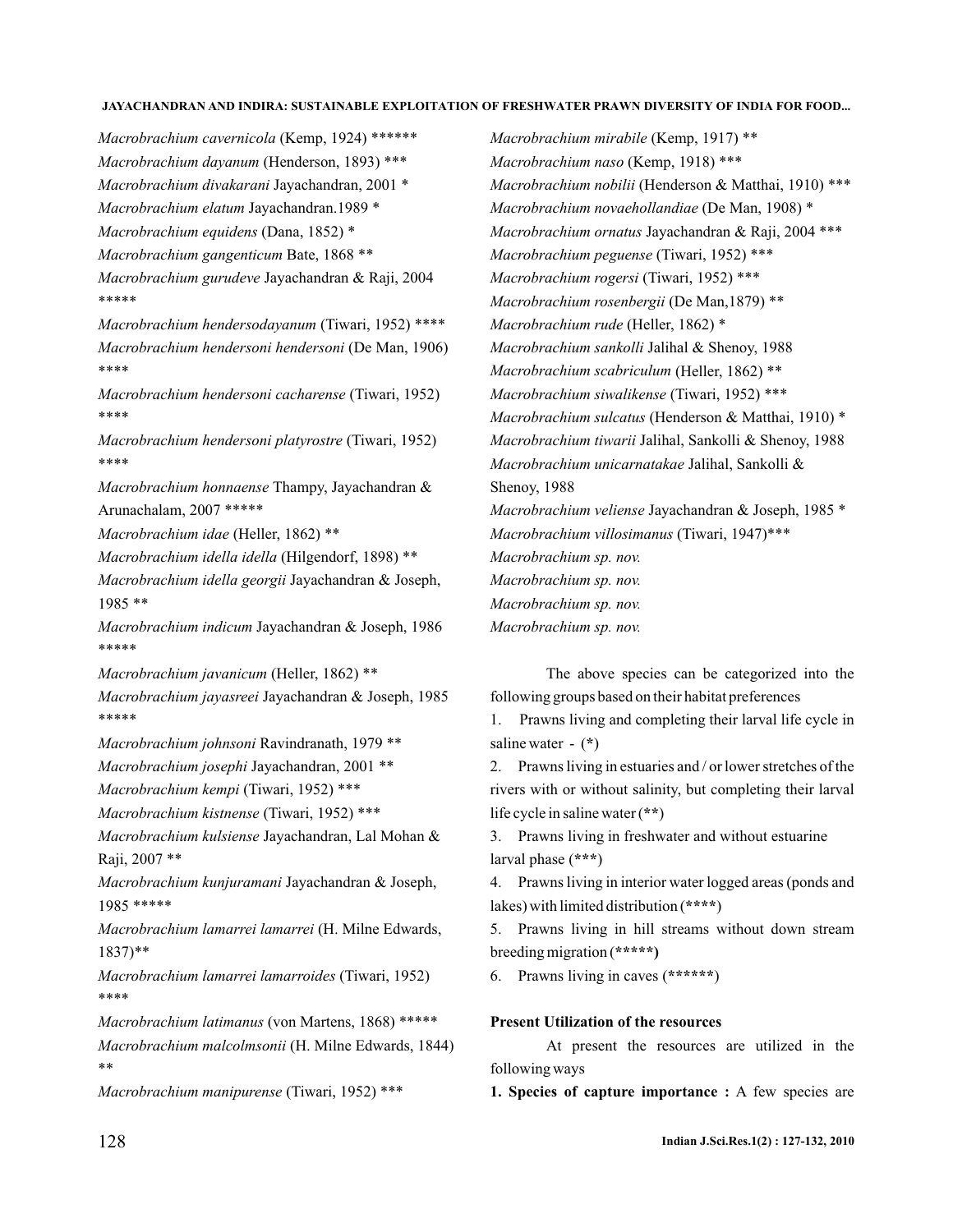*Macrobrachium cavernicola* (Kemp, 1924) ******

*Macrobrachium dayanum* (Henderson, 1893) ***

*Macrobrachium divakarani* Jayachandran, 2001 *

*Macrobrachium elatum* Jayachandran.1989 *

*Macrobrachium equidens* (Dana, 1852) *

*Macrobrachium gangenticum* Bate, 1868 **

*Macrobrachium gurudeve* Jayachandran & Raji, 2004 *****

*Macrobrachium hendersodayanum* (Tiwari, 1952) ****

*Macrobrachium hendersoni hendersoni* (De Man, 1906) ****

*Macrobrachium hendersoni cacharense* (Tiwari, 1952) ****

*Macrobrachium hendersoni platyrostre* (Tiwari, 1952) ****

*Macrobrachium honnaense* Thampy, Jayachandran & Arunachalam, 2007 *****

*Macrobrachium idae* (Heller, 1862) **

*Macrobrachium idella idella* (Hilgendorf, 1898) **

*Macrobrachium idella georgii* Jayachandran & Joseph, 1985 **

*Macrobrachium indicum* Jayachandran & Joseph, 1986 *****

*Macrobrachium javanicum* (Heller, 1862) **

*Macrobrachium jayasreei* Jayachandran & Joseph, 1985 *****

*Macrobrachium johnsoni* Ravindranath, 1979 **

*Macrobrachium josephi* Jayachandran, 2001 **

*Macrobrachium kempi* (Tiwari, 1952) ***

*Macrobrachium kistnense* (Tiwari, 1952) ***

*Macrobrachium kulsiense* Jayachandran, Lal Mohan & Raji, 2007 **

*Macrobrachium kunjuramani* Jayachandran & Joseph, 1985 *****

*Macrobrachium lamarrei lamarrei* (H. Milne Edwards, 1837)**

*Macrobrachium lamarrei lamarroides* (Tiwari, 1952) ****

*Macrobrachium latimanus* (von Martens, 1868) *****

*Macrobrachium malcolmsonii* (H. Milne Edwards, 1844) **

*Macrobrachium manipurense* (Tiwari, 1952) ***

*Macrobrachium mirabile* (Kemp, 1917) **

*Macrobrachium naso* (Kemp, 1918) ***

*Macrobrachium nobilii* (Henderson & Matthai, 1910) ***

*Macrobrachium novaehollandiae* (De Man, 1908) *

*Macrobrachium ornatus* Jayachandran & Raji, 2004 ***

*Macrobrachium peguense* (Tiwari, 1952) ***

*Macrobrachium rogersi* (Tiwari, 1952) ***

*Macrobrachium rosenbergii* (De Man,1879) **

*Macrobrachium rude* (Heller, 1862) *

*Macrobrachium sankolli* Jalihal & Shenoy, 1988

*Macrobrachium scabriculum* (Heller, 1862) **

*Macrobrachium siwalikense* (Tiwari, 1952) ***

*Macrobrachium sulcatus* (Henderson & Matthai, 1910) *

*Macrobrachium tiwarii* Jalihal, Sankolli & Shenoy, 1988

*Macrobrachium unicarnatakae* Jalihal, Sankolli & Shenoy, 1988

*Macrobrachium veliense* Jayachandran & Joseph, 1985 *

*Macrobrachium villosimanus* (Tiwari, 1947)***

*Macrobrachium sp. nov.*

*Macrobrachium sp. nov.*

*Macrobrachium sp. nov.*

*Macrobrachium sp. nov.*

The above species can be categorized into the following groups based on their habitat preferences

1. Prawns living and completing their larval life cycle in saline water - (**\***)
2. Prawns living in estuaries and / or lower stretches of the rivers with or without salinity, but completing their larval life cycle in saline water (**\*\***)
3. Prawns living in freshwater and without estuarine larval phase (**\*\*\***)
4. Prawns living in interior water logged areas (ponds and lakes) with limited distribution (**\*\*\*\***)
5. Prawns living in hill streams without down stream breeding migration (**\*\*\*\*\***)
6. Prawns living in caves (**\*\*\*\*\*\***)

**Present Utilization of the resources**

At present the resources are utilized in the following ways

**1. Species of capture importance :** A few species are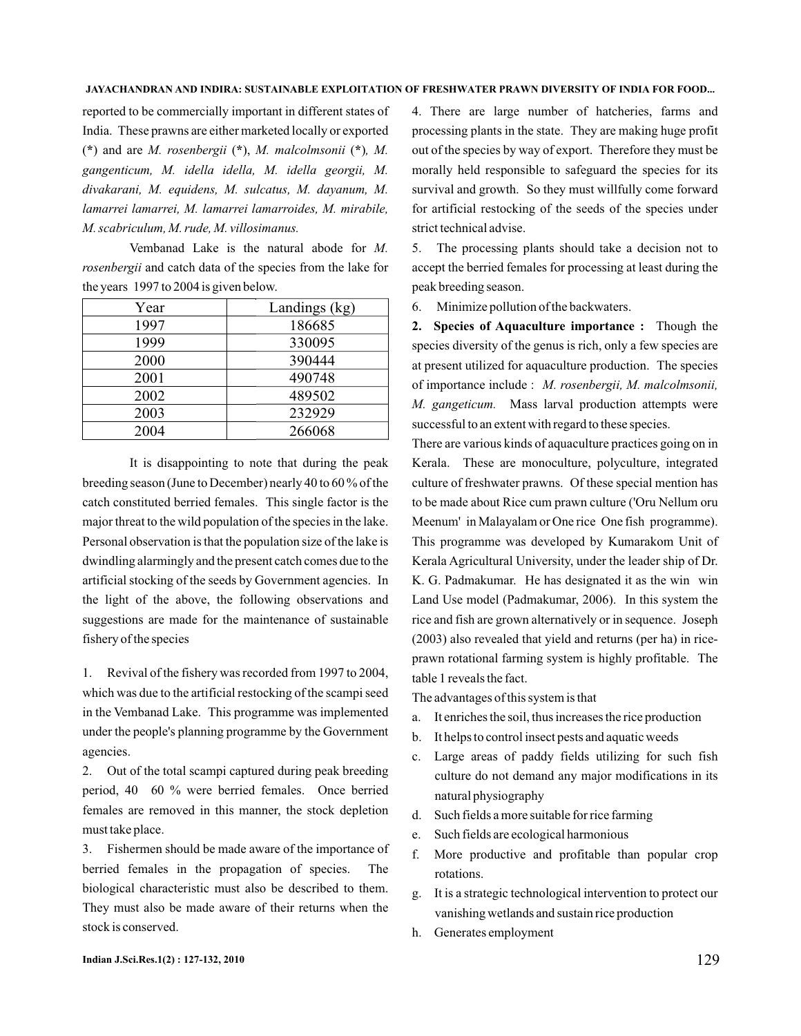reported to be commercially important in different states of India. These prawns are either marketed locally or exported (*) and are *M. rosenbergii* (*), *M. malcolmsonii* (*), *M. gangenticum, M. idella idella, M. idella georgii, M. divakarani, M. equidens, M. sulcatus, M. dayanum, M. lamarrei lamarrei, M. lamarrei lamarroides, M. mirabile, M. scabriculum, M. rude, M. villosimanus.*

Vembanad Lake is the natural abode for *M. rosenbergii* and catch data of the species from the lake for the years 1997 to 2004 is given below.

| Year | Landings (kg) |
| --- | --- |
| 1997 | 186685 |
| 1999 | 330095 |
| 2000 | 390444 |
| 2001 | 490748 |
| 2002 | 489502 |
| 2003 | 232929 |
| 2004 | 266068 |

It is disappointing to note that during the peak breeding season (June to December) nearly 40 to 60 % of the catch constituted berried females. This single factor is the major threat to the wild population of the species in the lake. Personal observation is that the population size of the lake is dwindling alarmingly and the present catch comes due to the artificial stocking of the seeds by Government agencies. In the light of the above, the following observations and suggestions are made for the maintenance of sustainable fishery of the species

1. Revival of the fishery was recorded from 1997 to 2004, which was due to the artificial restocking of the scampi seed in the Vembanad Lake. This programme was implemented under the people's planning programme by the Government agencies.
2. Out of the total scampi captured during peak breeding period, 40 60 % were berried females. Once berried females are removed in this manner, the stock depletion must take place.
3. Fishermen should be made aware of the importance of berried females in the propagation of species. The biological characteristic must also be described to them. They must also be made aware of their returns when the stock is conserved.
4. There are large number of hatcheries, farms and processing plants in the state. They are making huge profit out of the species by way of export. Therefore they must be morally held responsible to safeguard the species for its survival and growth. So they must willfully come forward for artificial restocking of the seeds of the species under strict technical advise.
5. The processing plants should take a decision not to accept the berried females for processing at least during the peak breeding season.
6. Minimize pollution of the backwaters.

**2. Species of Aquaculture importance :** Though the species diversity of the genus is rich, only a few species are at present utilized for aquaculture production. The species of importance include : *M. rosenbergii, M. malcolmsonii, M. gangeticum.* Mass larval production attempts were successful to an extent with regard to these species.

There are various kinds of aquaculture practices going on in Kerala. These are monoculture, polyculture, integrated culture of freshwater prawns. Of these special mention has to be made about Rice cum prawn culture ('Oru Nellum oru Meenum' in Malayalam or One rice One fish programme). This programme was developed by Kumarakom Unit of Kerala Agricultural University, under the leader ship of Dr. K. G. Padmakumar. He has designated it as the win win Land Use model (Padmakumar, 2006). In this system the rice and fish are grown alternatively or in sequence. Joseph (2003) also revealed that yield and returns (per ha) in rice-prawn rotational farming system is highly profitable. The table 1 reveals the fact.

The advantages of this system is that

a. It enriches the soil, thus increases the rice production
b. It helps to control insect pests and aquatic weeds
c. Large areas of paddy fields utilizing for such fish culture do not demand any major modifications in its natural physiography
d. Such fields a more suitable for rice farming
e. Such fields are ecological harmonious
f. More productive and profitable than popular crop rotations.
g. It is a strategic technological intervention to protect our vanishing wetlands and sustain rice production
h. Generates employment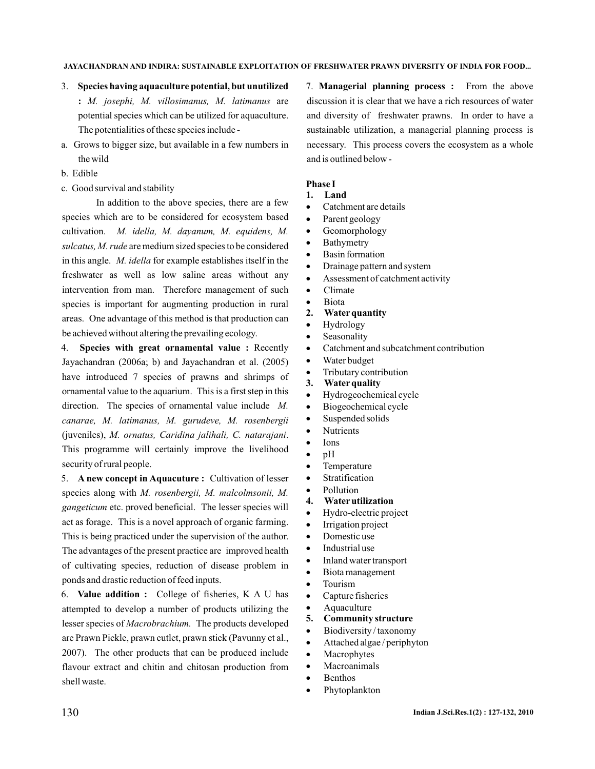3. **Species having aquaculture potential, but unutilized :** *M. josephi, M. villosimanus, M. latimanus* are potential species which can be utilized for aquaculture. The potentialities of these species include -

a. Grows to bigger size, but available in a few numbers in the wild

b. Edible

c. Good survival and stability

In addition to the above species, there are a few species which are to be considered for ecosystem based cultivation. *M. idella, M. dayanum, M. equidens, M. sulcatus, M. rude* are medium sized species to be considered in this angle. *M. idella* for example establishes itself in the freshwater as well as low saline areas without any intervention from man. Therefore management of such species is important for augmenting production in rural areas. One advantage of this method is that production can be achieved without altering the prevailing ecology.

4. **Species with great ornamental value :** Recently Jayachandran (2006a; b) and Jayachandran et al. (2005) have introduced 7 species of prawns and shrimps of ornamental value to the aquarium. This is a first step in this direction. The species of ornamental value include *M. canarae, M. latimanus, M. gurudeve, M. rosenbergii* (juveniles), *M. ornatus, Caridina jalihali, C. natarajani*. This programme will certainly improve the livelihood security of rural people.

5. **A new concept in Aquacuture :** Cultivation of lesser species along with *M. rosenbergii, M. malcolmsonii, M. gangeticum* etc. proved beneficial. The lesser species will act as forage. This is a novel approach of organic farming. This is being practiced under the supervision of the author. The advantages of the present practice are improved health of cultivating species, reduction of disease problem in ponds and drastic reduction of feed inputs.

6. **Value addition :** College of fisheries, K A U has attempted to develop a number of products utilizing the lesser species of *Macrobrachium.* The products developed are Prawn Pickle, prawn cutlet, prawn stick (Pavunny et al., 2007). The other products that can be produced include flavour extract and chitin and chitosan production from shell waste.

7. **Managerial planning process :** From the above discussion it is clear that we have a rich resources of water and diversity of freshwater prawns. In order to have a sustainable utilization, a managerial planning process is necessary. This process covers the ecosystem as a whole and is outlined below -

**Phase I**

**1. Land**

- Catchment are details
- Parent geology
- Geomorphology
- Bathymetry
- Basin formation
- Drainage pattern and system
- Assessment of catchment activity
- Climate
- Biota

**2. Water quantity**

- Hydrology
- Seasonality
- Catchment and subcatchment contribution
- Water budget
- Tributary contribution

**3. Water quality**

- Hydrogeochemical cycle
- Biogeochemical cycle
- Suspended solids
- Nutrients
- Ions
- pH
- Temperature
- Stratification
- Pollution

**4. Water utilization**

- Hydro-electric project
- Irrigation project
- Domestic use
- Industrial use
- Inland water transport
- Biota management
- Tourism
- Capture fisheries
- Aquaculture

**5. Community structure**

- Biodiversity / taxonomy
- Attached algae / periphyton
- Macrophytes
- Macroanimals
- Benthos
- Phytoplankton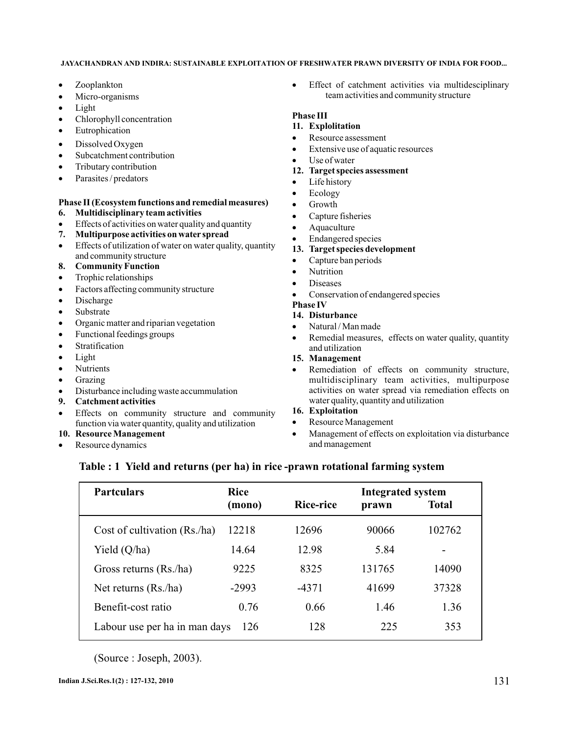- Zooplankton
- Micro-organisms
- Light
- Chlorophyll concentration
- Eutrophication
- Dissolved Oxygen
- Subcatchment contribution
- Tributary contribution
- Parasites / predators

**Phase II (Ecosystem functions and remedial measures)**

**6. Multidisciplinary team activities**

- Effects of activities on water quality and quantity

**7. Multipurpose activities on water spread**

- Effects of utilization of water on water quality, quantity and community structure

**8. Community Function**

- Trophic relationships
- Factors affecting community structure
- Discharge
- Substrate
- Organic matter and riparian vegetation
- Functional feedings groups
- Stratification
- Light
- Nutrients
- Grazing
- Disturbance including waste accummulation

**9. Catchment activities**

- Effects on community structure and community function via water quantity, quality and utilization

**10. Resource Management**

- Resource dynamics
- Effect of catchment activities via multidesciplinary team activities and community structure

**Phase III**

**11. Explolitation**

- Resource assessment
- Extensive use of aquatic resources
- Use of water

**12. Target species assessment**

- Life history
- Ecology
- Growth
- Capture fisheries
- Aquaculture
- Endangered species

**13. Target species development**

- Capture ban periods
- Nutrition
- Diseases
- Conservation of endangered species

**Phase IV**

**14. Disturbance**

- Natural / Man made
- Remedial measures, effects on water quality, quantity and utilization

**15. Management**

- Remediation of effects on community structure, multidisciplinary team activities, multipurpose activities on water spread via remediation effects on water quality, quantity and utilization

**16. Exploitation**

- Resource Management
- Management of effects on exploitation via disturbance and management

**Table : 1 Yield and returns (per ha) in rice -prawn rotational farming system**

| Partculars | Rice (mono) | Rice-rice | Integrated system prawn | Integrated system Total |
|---|---|---|---|---|
| Cost of cultivation (Rs./ha) | 12218 | 12696 | 90066 | 102762 |
| Yield (Q/ha) | 14.64 | 12.98 | 5.84 | - |
| Gross returns (Rs./ha) | 9225 | 8325 | 131765 | 14090 |
| Net returns (Rs./ha) | -2993 | -4371 | 41699 | 37328 |
| Benefit-cost ratio | 0.76 | 0.66 | 1.46 | 1.36 |
| Labour use per ha in man days | 126 | 128 | 225 | 353 |

(Source : Joseph, 2003).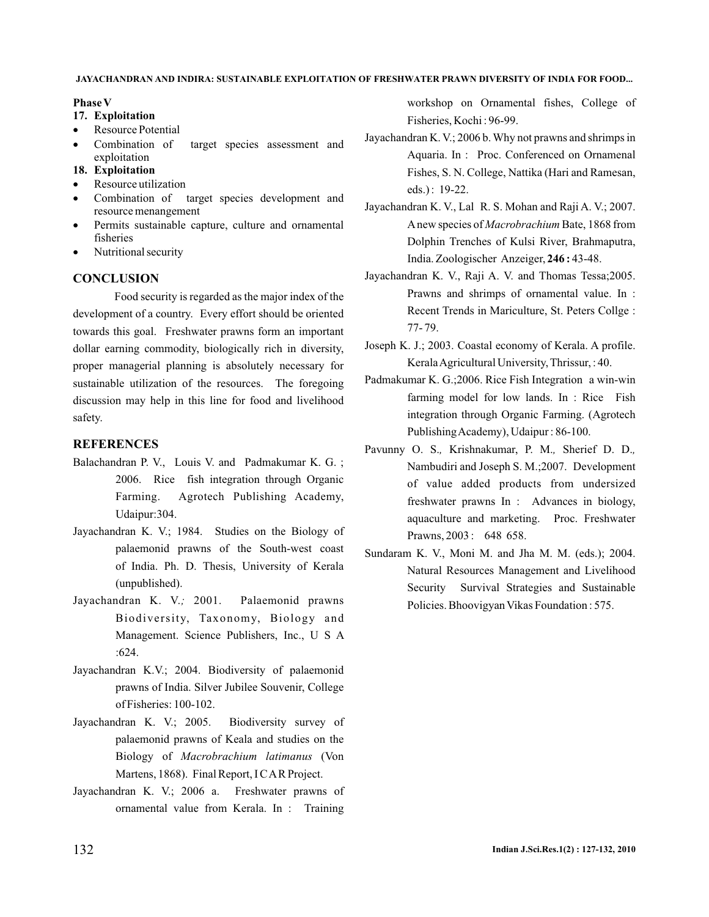**Phase V**

**17. Exploitation**

- Resource Potential
- Combination of target species assessment and exploitation

**18. Exploitation**

- Resource utilization
- Combination of target species development and resource menangement
- Permits sustainable capture, culture and ornamental fisheries
- Nutritional security

## CONCLUSION

Food security is regarded as the major index of the development of a country. Every effort should be oriented towards this goal. Freshwater prawns form an important dollar earning commodity, biologically rich in diversity, proper managerial planning is absolutely necessary for sustainable utilization of the resources. The foregoing discussion may help in this line for food and livelihood safety.

## REFERENCES

Balachandran P. V., Louis V. and Padmakumar K. G. ; 2006. Rice fish integration through Organic Farming. Agrotech Publishing Academy, Udaipur:304.

Jayachandran K. V.; 1984. Studies on the Biology of palaemonid prawns of the South-west coast of India. Ph. D. Thesis, University of Kerala (unpublished).

Jayachandran K. V.; 2001. Palaemonid prawns Biodiversity, Taxonomy, Biology and Management. Science Publishers, Inc., U S A :624.

Jayachandran K.V.; 2004. Biodiversity of palaemonid prawns of India. Silver Jubilee Souvenir, College of Fisheries: 100-102.

Jayachandran K. V.; 2005. Biodiversity survey of palaemonid prawns of Keala and studies on the Biology of *Macrobrachium latimanus* (Von Martens, 1868). Final Report, I C A R Project.

Jayachandran K. V.; 2006 a. Freshwater prawns of ornamental value from Kerala. In : Training workshop on Ornamental fishes, College of Fisheries, Kochi : 96-99.

Jayachandran K. V.; 2006 b. Why not prawns and shrimps in Aquaria. In : Proc. Conferenced on Ornamenal Fishes, S. N. College, Nattika (Hari and Ramesan, eds.) : 19-22.

Jayachandran K. V., Lal R. S. Mohan and Raji A. V.; 2007. A new species of *Macrobrachium* Bate, 1868 from Dolphin Trenches of Kulsi River, Brahmaputra, India. Zoologischer Anzeiger, **246 :** 43-48.

Jayachandran K. V., Raji A. V. and Thomas Tessa;2005. Prawns and shrimps of ornamental value. In : Recent Trends in Mariculture, St. Peters Collge : 77- 79.

Joseph K. J.; 2003. Coastal economy of Kerala. A profile. Kerala Agricultural University, Thrissur, : 40.

Padmakumar K. G.;2006. Rice Fish Integration a win-win farming model for low lands. In : Rice Fish integration through Organic Farming. (Agrotech Publishing Academy), Udaipur : 86-100.

Pavunny O. S., Krishnakumar, P. M., Sherief D. D., Nambudiri and Joseph S. M.;2007. Development of value added products from undersized freshwater prawns In : Advances in biology, aquaculture and marketing. Proc. Freshwater Prawns, 2003 : 648 658.

Sundaram K. V., Moni M. and Jha M. M. (eds.); 2004. Natural Resources Management and Livelihood Security Survival Strategies and Sustainable Policies. Bhoovigyan Vikas Foundation : 575.